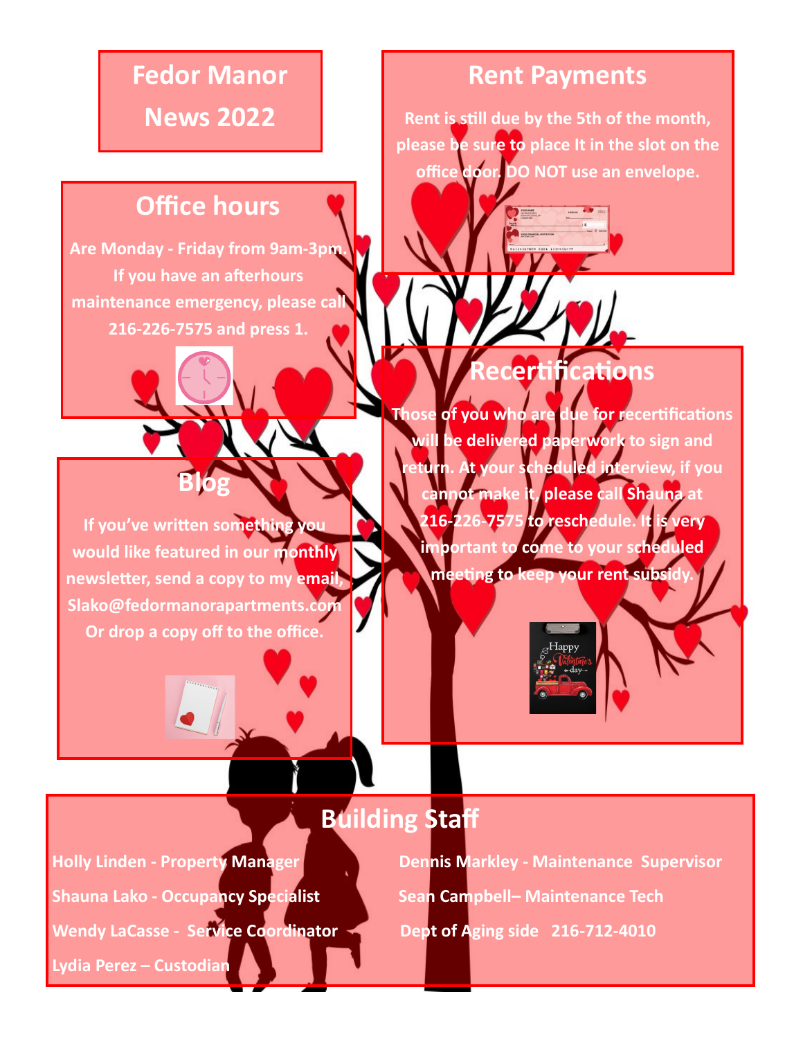# Fedor Manor News 2022

## Rent Payments

Rent is still due by the 5th of the month, please be sure to place It in the slot on the office door. DO NOT use an envelope.

## Office hours

Are Monday - Friday from 9am-3pm. If you have an afterhours maintenance emergency, please call 216-226-7575 and press 1.

## Recertifications

Those of you who are due for recertifications will be delivered paperwork to sign and return. At your scheduled interview, if you cannot make it, please call Shauna at 216-226-7575 to reschedule. It is very important to come to your scheduled meeting to keep your rent subsidy.

## Blog

If you've written something you would like featured in our monthly newsletter, send a copy to my email, Slako@fedormanorapartments.com Or drop a copy off to the office.

## Building Staff

Holly Linden - Property Manager

Shauna Lako - Occupancy Specialist

Wendy LaCasse - Service Coordinator

Lydia Perez – Custodian

Dennis Markley - Maintenance Supervisor

Sean Campbell– Maintenance Tech

Dept of Aging side 216-712-4010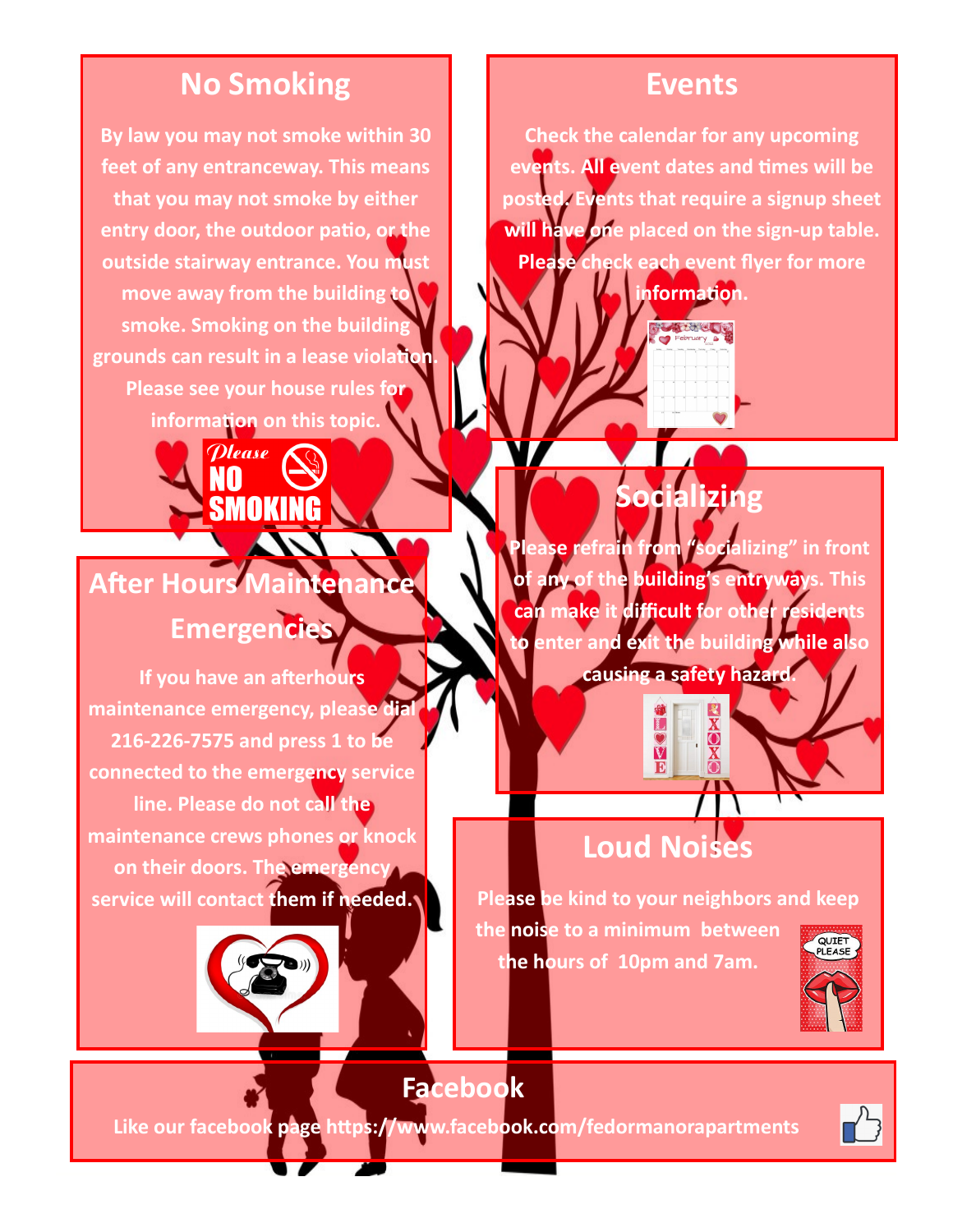## No Smoking

By law you may not smoke within 30 feet of any entranceway. This means that you may not smoke by either entry door, the outdoor patio, or the outside stairway entrance. You must move away from the building to smoke. Smoking on the building grounds can result in a lease violation. Please see your house rules for information on this topic.

## Events

Check the calendar for any upcoming events. All event dates and times will be posted. Events that require a signup sheet will have one placed on the sign-up table. Please check each event flyer for more information.

## Socializing

Please refrain from "socializing" in front of any of the building's entryways. This can make it difficult for other residents to enter and exit the building while also causing a safety hazard.

## After Hours Maintenance Emergencies

If you have an afterhours maintenance emergency, please dial 216-226-7575 and press 1 to be connected to the emergency service line. Please do not call the maintenance crews phones or knock on their doors. The emergency service will contact them if needed.

## Loud Noises

Please be kind to your neighbors and keep the noise to a minimum between the hours of 10pm and 7am.

## Facebook

Like our facebook page https://www.facebook.com/fedormanorapartments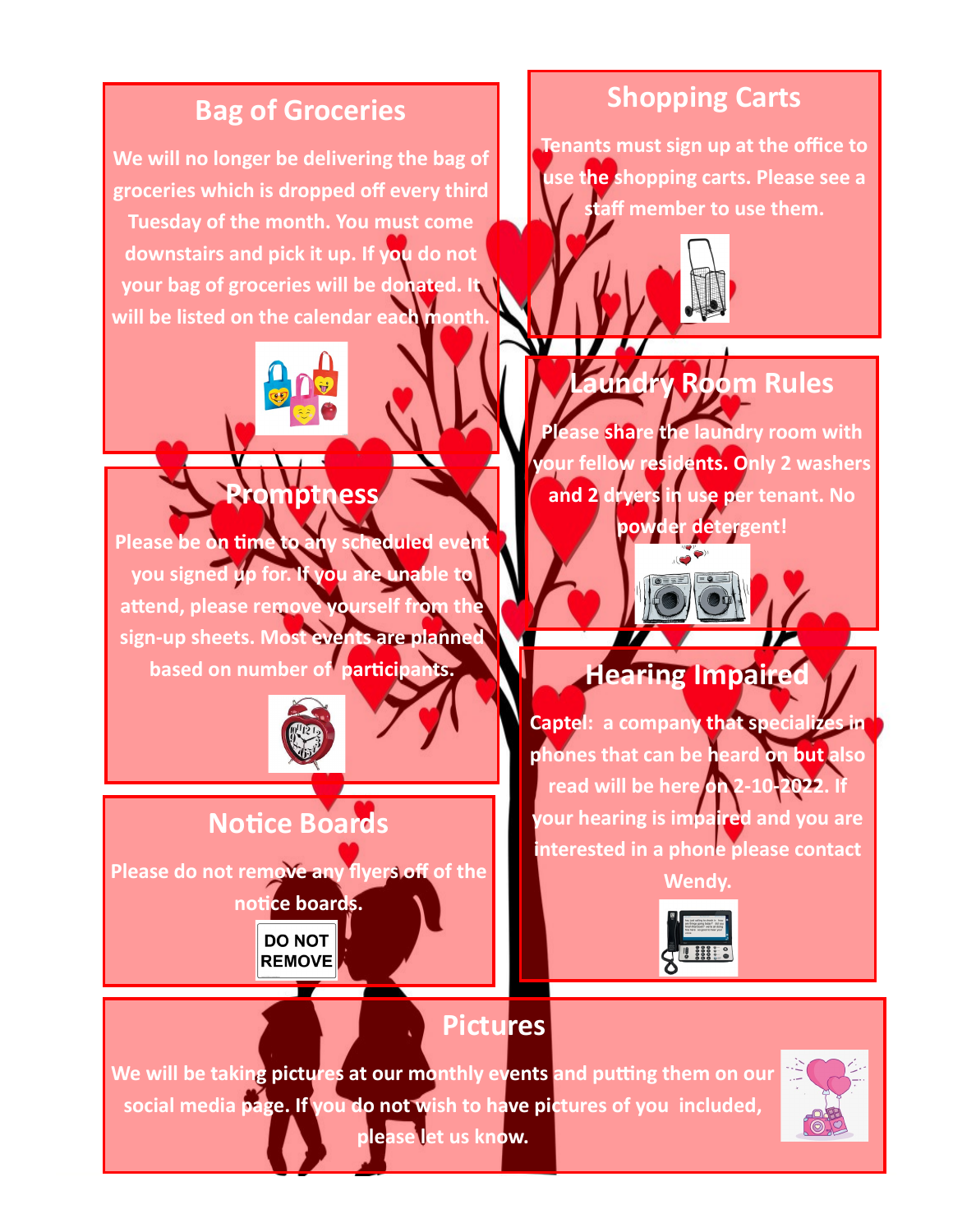## Bag of Groceries

We will no longer be delivering the bag of groceries which is dropped off every third Tuesday of the month. You must come downstairs and pick it up. If you do not your bag of groceries will be donated. It will be listed on the calendar each month.

## Shopping Carts

Tenants must sign up at the office to use the shopping carts. Please see a staff member to use them.

## Promptness

Please be on time to any scheduled event you signed up for. If you are unable to attend, please remove yourself from the sign-up sheets. Most events are planned based on number of participants.

## Laundry Room Rules

Please share the laundry room with your fellow residents. Only 2 washers and 2 dryers in use per tenant. No powder detergent!

## Notice Boards

Please do not remove any flyers off of the notice boards.

DO NOT REMOVE

## Hearing Impaired

Captel: a company that specializes in phones that can be heard on but also read will be here on 2-10-2022. If your hearing is impaired and you are interested in a phone please contact Wendy.

## Pictures

We will be taking pictures at our monthly events and putting them on our social media page. If you do not wish to have pictures of you included, please let us know.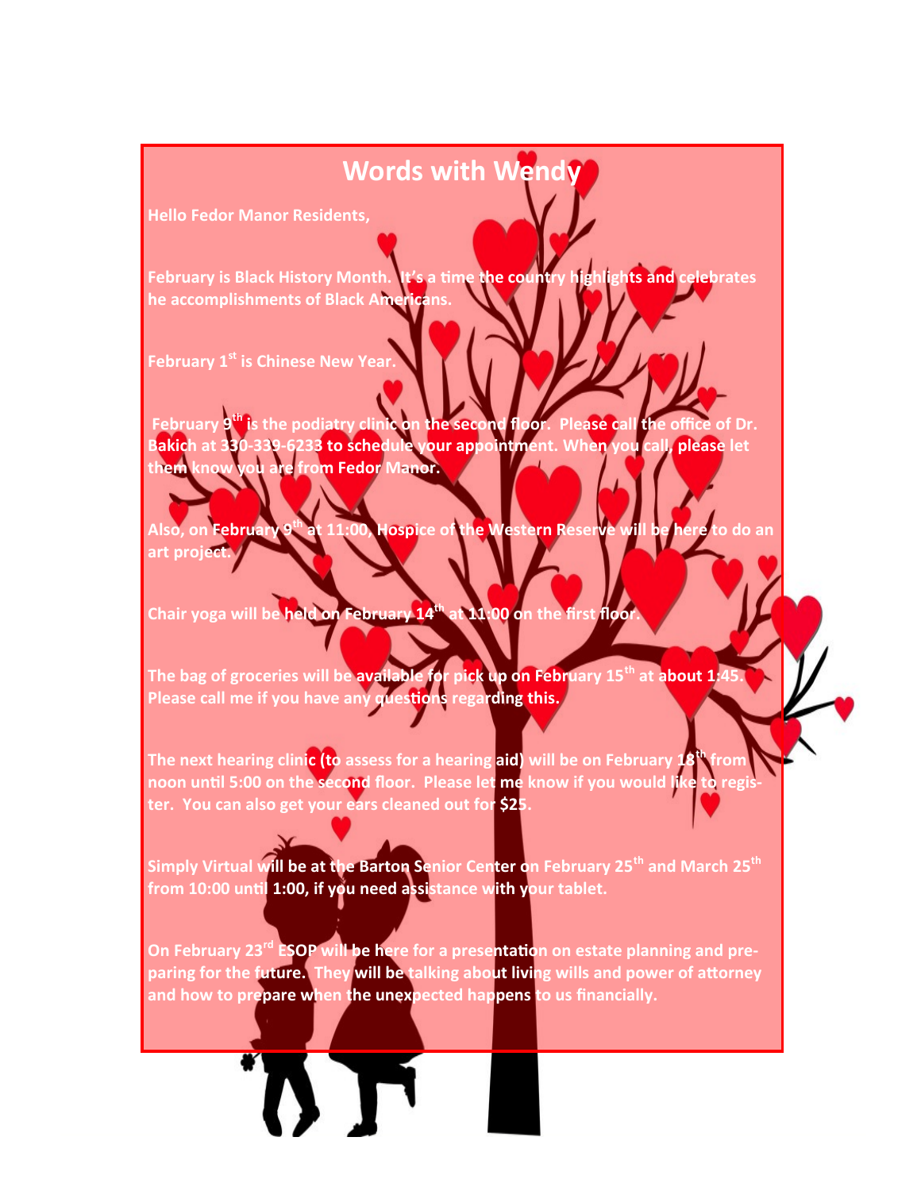# Words with Wendy

**Hello Fedor Manor Residents,**

**February is Black History Month. It's a time the country highlights and celebrates he accomplishments of Black Americans.**

**February 1st is Chinese New Year.**

**February 9th is the podiatry clinic on the second floor. Please call the office of Dr. Bakich at 330-339-6233 to schedule your appointment. When you call, please let them know you are from Fedor Manor.**

**Also, on February 9th at 11:00, Hospice of the Western Reserve will be here to do an art project.**

**Chair yoga will be held on February 14th at 11:00 on the first floor.**

**The bag of groceries will be available for pick up on February 15th at about 1:45. Please call me if you have any questions regarding this.**

**The next hearing clinic (to assess for a hearing aid) will be on February 18th from noon until 5:00 on the second floor. Please let me know if you would like to register. You can also get your ears cleaned out for $25.**

**Simply Virtual will be at the Barton Senior Center on February 25th and March 25th from 10:00 until 1:00, if you need assistance with your tablet.**

**On February 23rd ESOP will be here for a presentation on estate planning and preparing for the future. They will be talking about living wills and power of attorney and how to prepare when the unexpected happens to us financially.**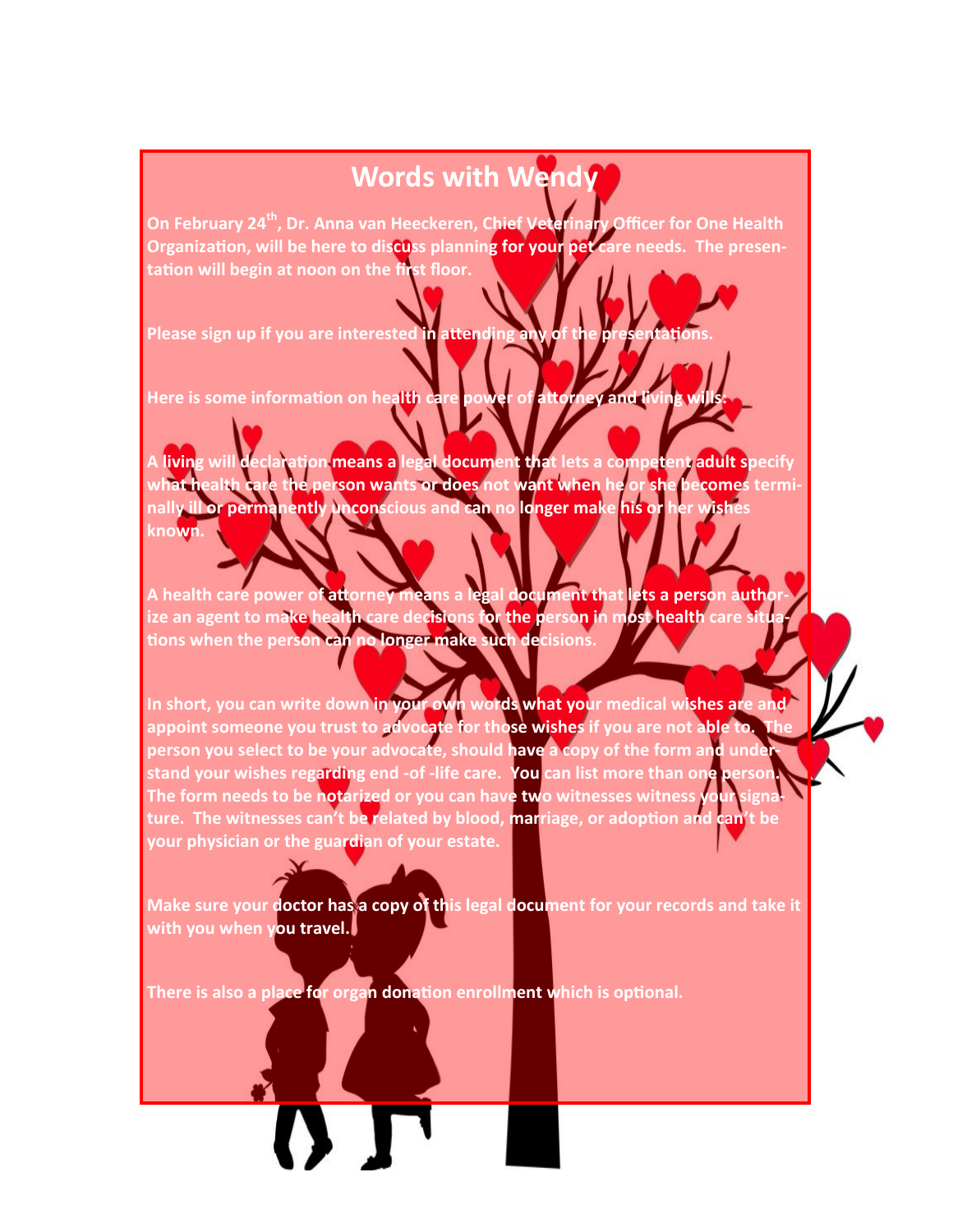# Words with Wendy

**On February 24th, Dr. Anna van Heeckeren, Chief Veterinary Officer for One Health Organization, will be here to discuss planning for your pet care needs. The presentation will begin at noon on the first floor.**

**Please sign up if you are interested in attending any of the presentations.**

**Here is some information on health care power of attorney and living wills:**

**A living will declaration means a legal document that lets a competent adult specify what health care the person wants or does not want when he or she becomes terminally ill or permanently unconscious and can no longer make his or her wishes known.**

**A health care power of attorney means a legal document that lets a person authorize an agent to make health care decisions for the person in most health care situations when the person can no longer make such decisions.**

**In short, you can write down in your own words what your medical wishes are and appoint someone you trust to advocate for those wishes if you are not able to. The person you select to be your advocate, should have a copy of the form and understand your wishes regarding end -of -life care. You can list more than one person. The form needs to be notarized or you can have two witnesses witness your signature. The witnesses can't be related by blood, marriage, or adoption and can't be your physician or the guardian of your estate.**

**Make sure your doctor has a copy of this legal document for your records and take it with you when you travel.**

**There is also a place for organ donation enrollment which is optional.**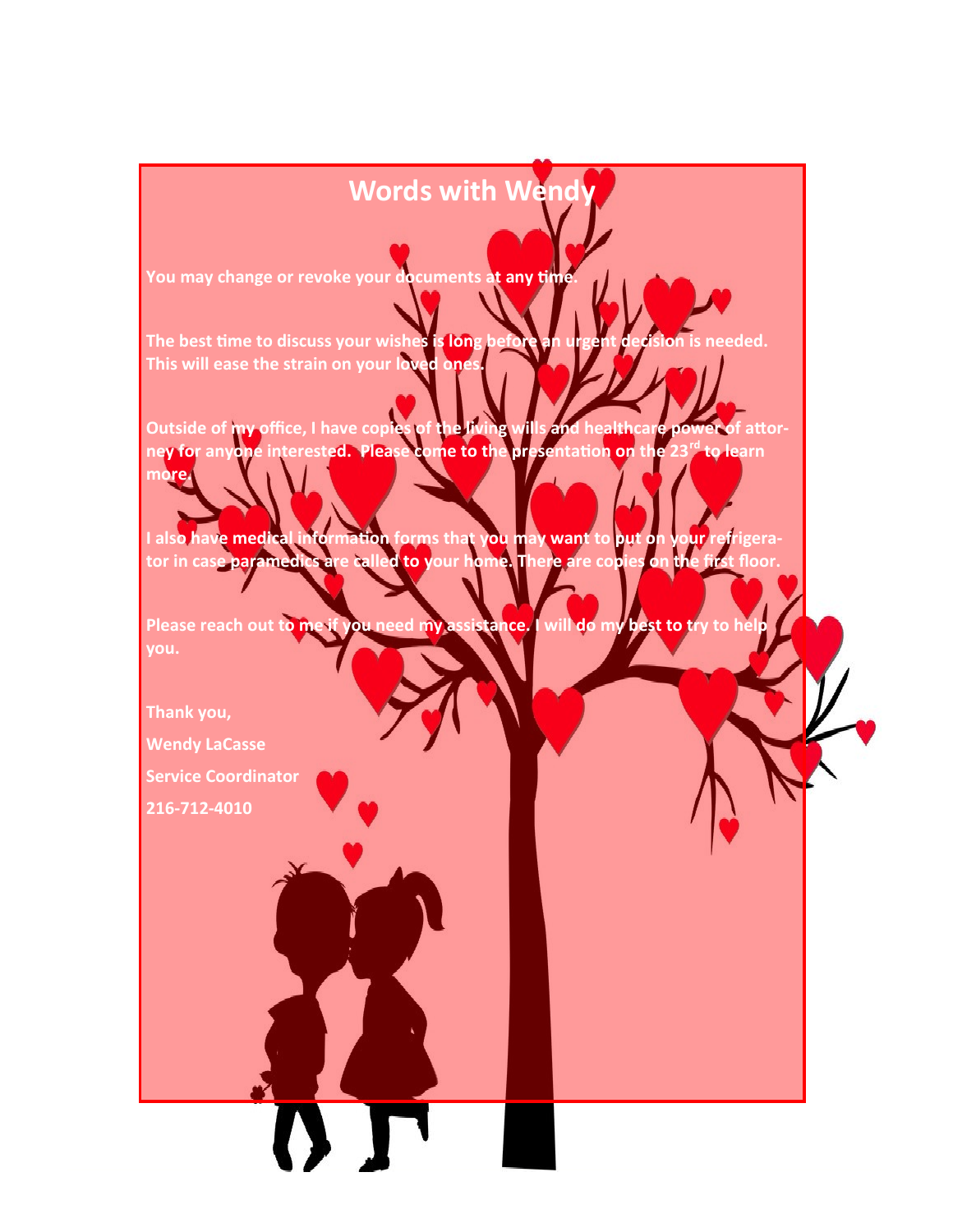# Words with Wendy

**You may change or revoke your documents at any time.**

**The best time to discuss your wishes is long before an urgent decision is needed. This will ease the strain on your loved ones.**

**Outside of my office, I have copies of the living wills and healthcare power of attorney for anyone interested. Please come to the presentation on the 23rd to learn more.**

**I also have medical information forms that you may want to put on your refrigerator in case paramedics are called to your home. There are copies on the first floor.**

**Please reach out to me if you need my assistance. I will do my best to try to help you.**

**Thank you,**

**Wendy LaCasse**

**Service Coordinator**

**216-712-4010**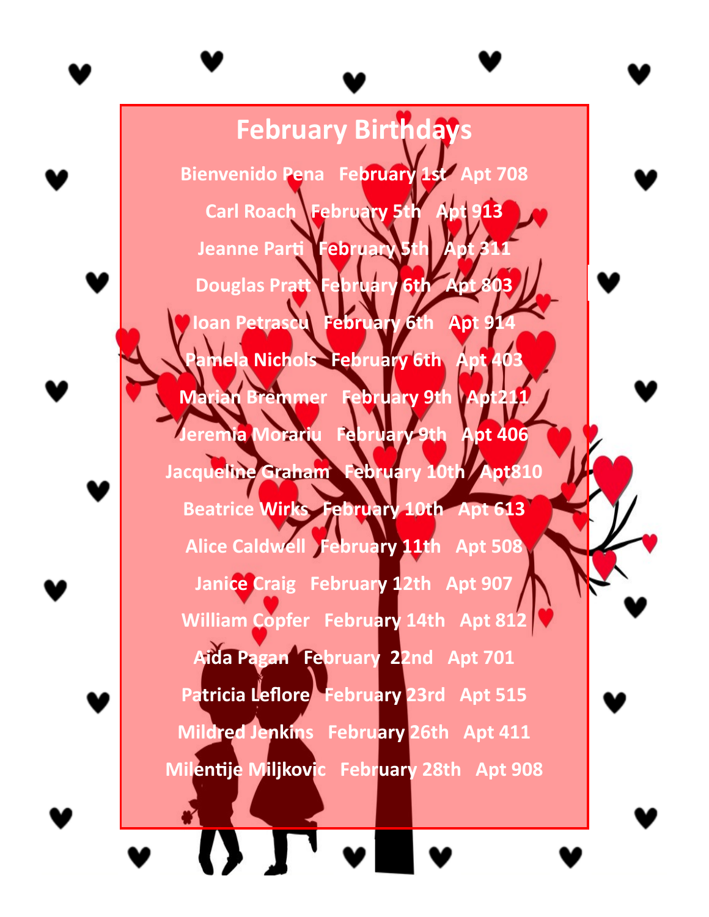# February Birthdays

Bienvenido Pena   February 1st   Apt 708

Carl Roach   February 5th   Apt 913

Jeanne Parti   February 5th   Apt 311

Douglas Pratt   February 6th   Apt 803

Ioan Petrascu   February 6th   Apt 914

Pamela Nichols   February 6th   Apt 403

Marian Bremmer   February 9th   Apt211

Jeremia Morariu   February 9th   Apt 406

Jacqueline Graham   February 10th   Apt810

Beatrice Wirks   February 10th   Apt 613

Alice Caldwell   February 11th   Apt 508

Janice Craig   February 12th   Apt 907

William Copfer   February 14th   Apt 812

Aida Pagan   February 22nd   Apt 701

Patricia Leflore   February 23rd   Apt 515

Mildred Jenkins   February 26th   Apt 411

Milentije Miljkovic   February 28th   Apt 908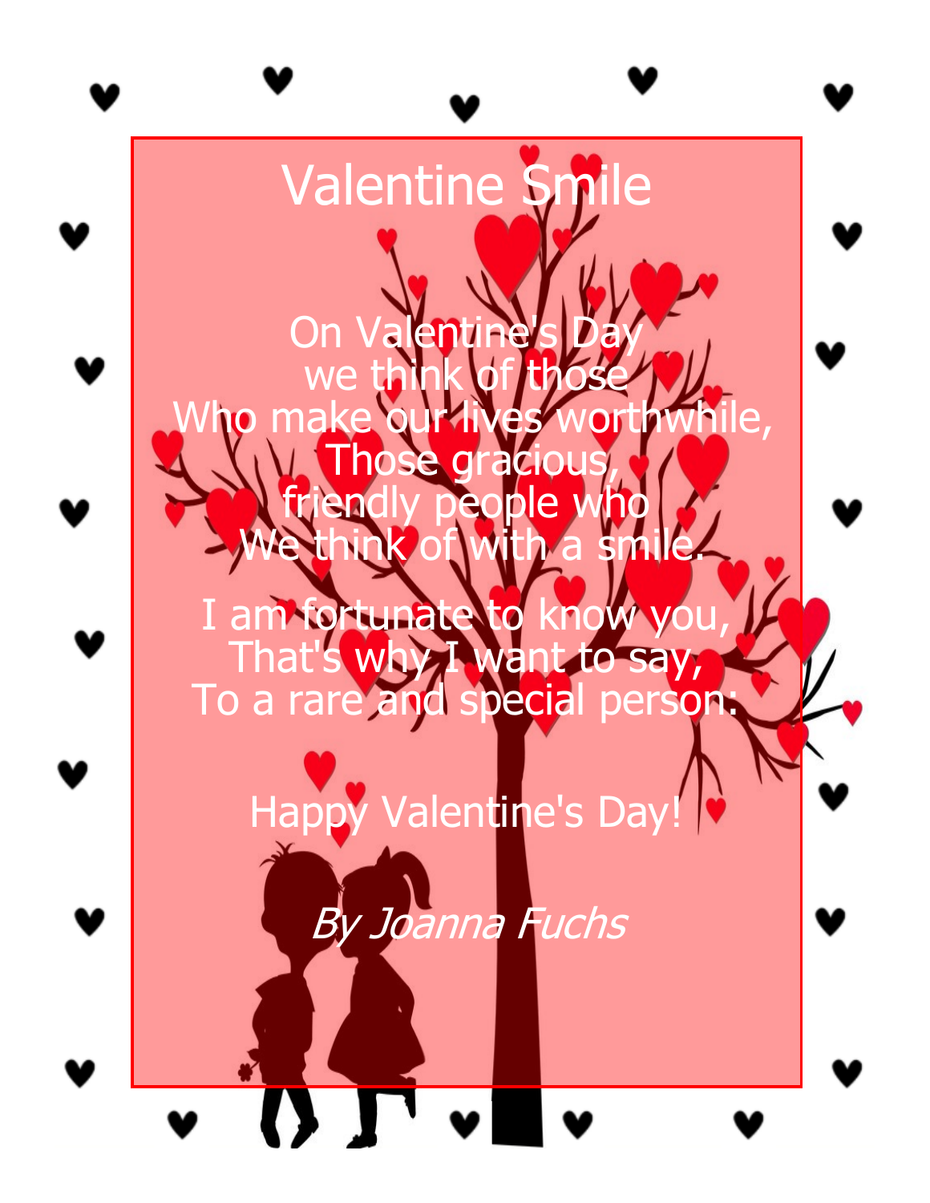# Valentine Smile

On Valentine's Day
we think of those
Who make our lives worthwhile,
Those gracious,
friendly people who
We think of with a smile.

I am fortunate to know you,
That's why I want to say,
To a rare and special person:

Happy Valentine's Day!

*By Joanna Fuchs*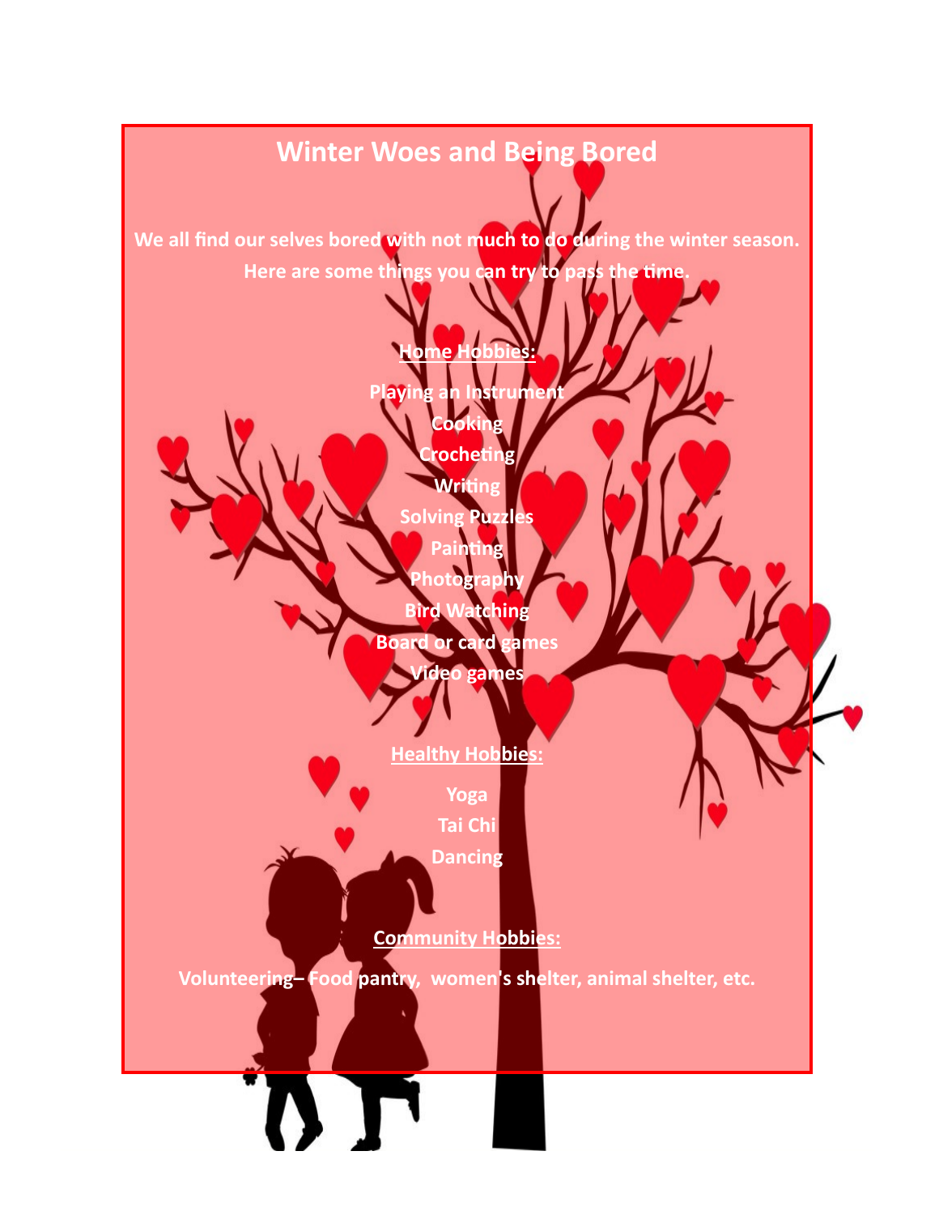# Winter Woes and Being Bored

We all find our selves bored with not much to do during the winter season. Here are some things you can try to pass the time.

**Home Hobbies:**

**Playing an Instrument**
**Cooking**
**Crocheting**
**Writing**
**Solving Puzzles**
**Painting**
**Photography**
**Bird Watching**
**Board or card games**
**Video games**

**Healthy Hobbies:**

**Yoga**
**Tai Chi**
**Dancing**

**Community Hobbies:**

**Volunteering– Food pantry, women's shelter, animal shelter, etc.**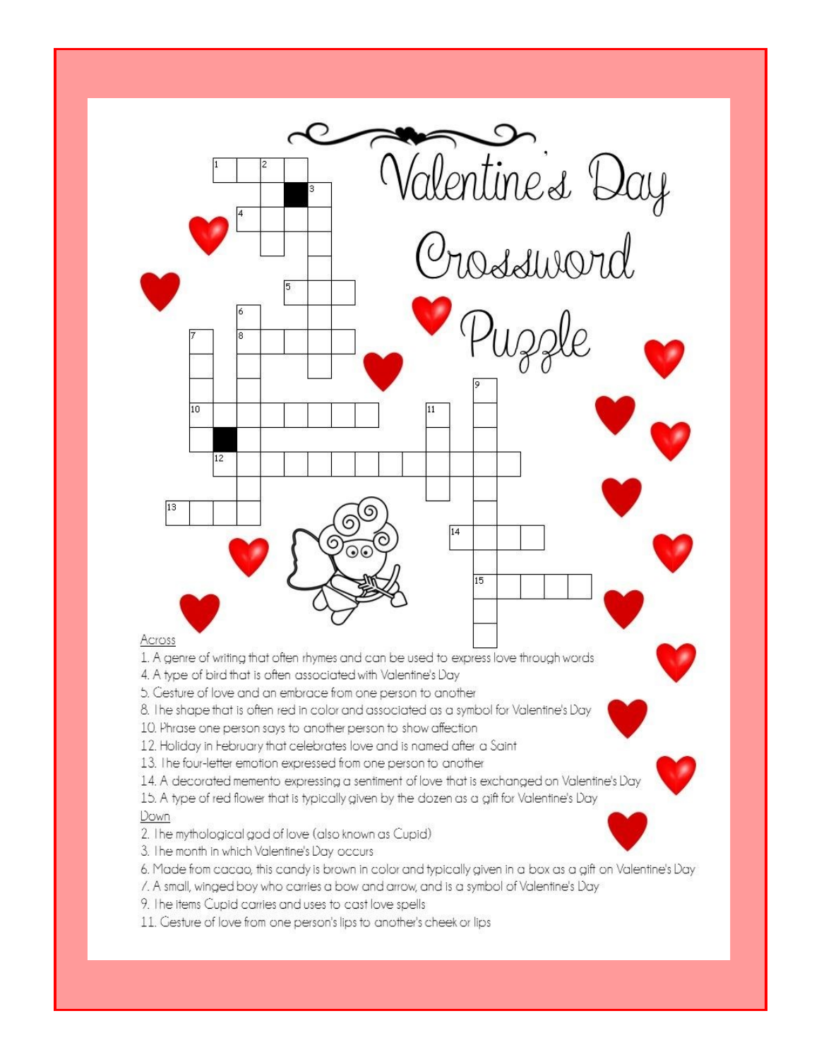# Valentine's Day Crossword Puzzle

Across

1. A genre of writing that often rhymes and can be used to express love through words
4. A type of bird that is often associated with Valentine's Day
5. Gesture of love and an embrace from one person to another
8. The shape that is often red in color and associated as a symbol for Valentine's Day
10. Phrase one person says to another person to show affection
12. Holiday in February that celebrates love and is named after a Saint
13. The four-letter emotion expressed from one person to another
14. A decorated memento expressing a sentiment of love that is exchanged on Valentine's Day
15. A type of red flower that is typically given by the dozen as a gift for Valentine's Day

Down

2. The mythological god of love (also known as Cupid)
3. The month in which Valentine's Day occurs
6. Made from cacao, this candy is brown in color and typically given in a box as a gift on Valentine's Day
7. A small, winged boy who carries a bow and arrow, and is a symbol of Valentine's Day
9. The items Cupid carries and uses to cast love spells
11. Gesture of love from one person's lips to another's cheek or lips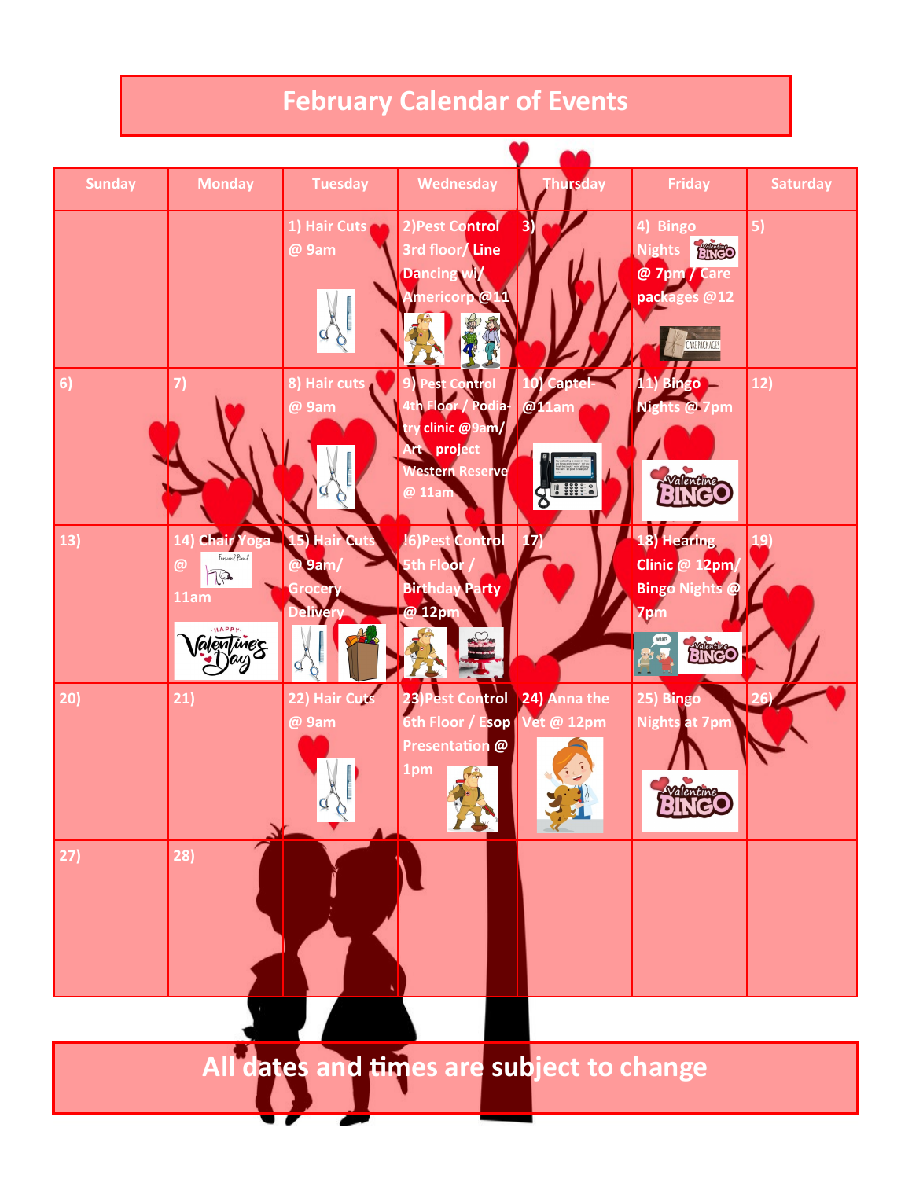# February Calendar of Events

| Sunday | Monday | Tuesday | Wednesday | Thursday | Friday | Saturday |
|---|---|---|---|---|---|---|
| | | 1) Hair Cuts @ 9am | 2)Pest Control 3rd floor/ Line Dancing wi/ Americorp @11 | 3) | 4) Bingo Nights @ 7pm / Care packages @12 | 5) |
| 6) | 7) | 8) Hair cuts @ 9am | 9) Pest Control 4th Floor / Podia-try clinic @9am/ Art project Western Reserve @ 11am | 10) Captel- @11am | 11) Bingo Nights @ 7pm | 12) |
| 13) | 14) Chair Yoga @ 11am | 15) Hair Cuts @ 9am/ Grocery Delivery | !6)Pest Control 5th Floor / Birthday Party @ 12pm | 17) | 18) Hearing Clinic @ 12pm/ Bingo Nights @ 7pm | 19) |
| 20) | 21) | 22) Hair Cuts @ 9am | 23)Pest Control 6th Floor / Esop Presentation @ 1pm | 24) Anna the Vet @ 12pm | 25) Bingo Nights at 7pm | 26) |
| 27) | 28) | | | | | |

**All dates and times are subject to change**